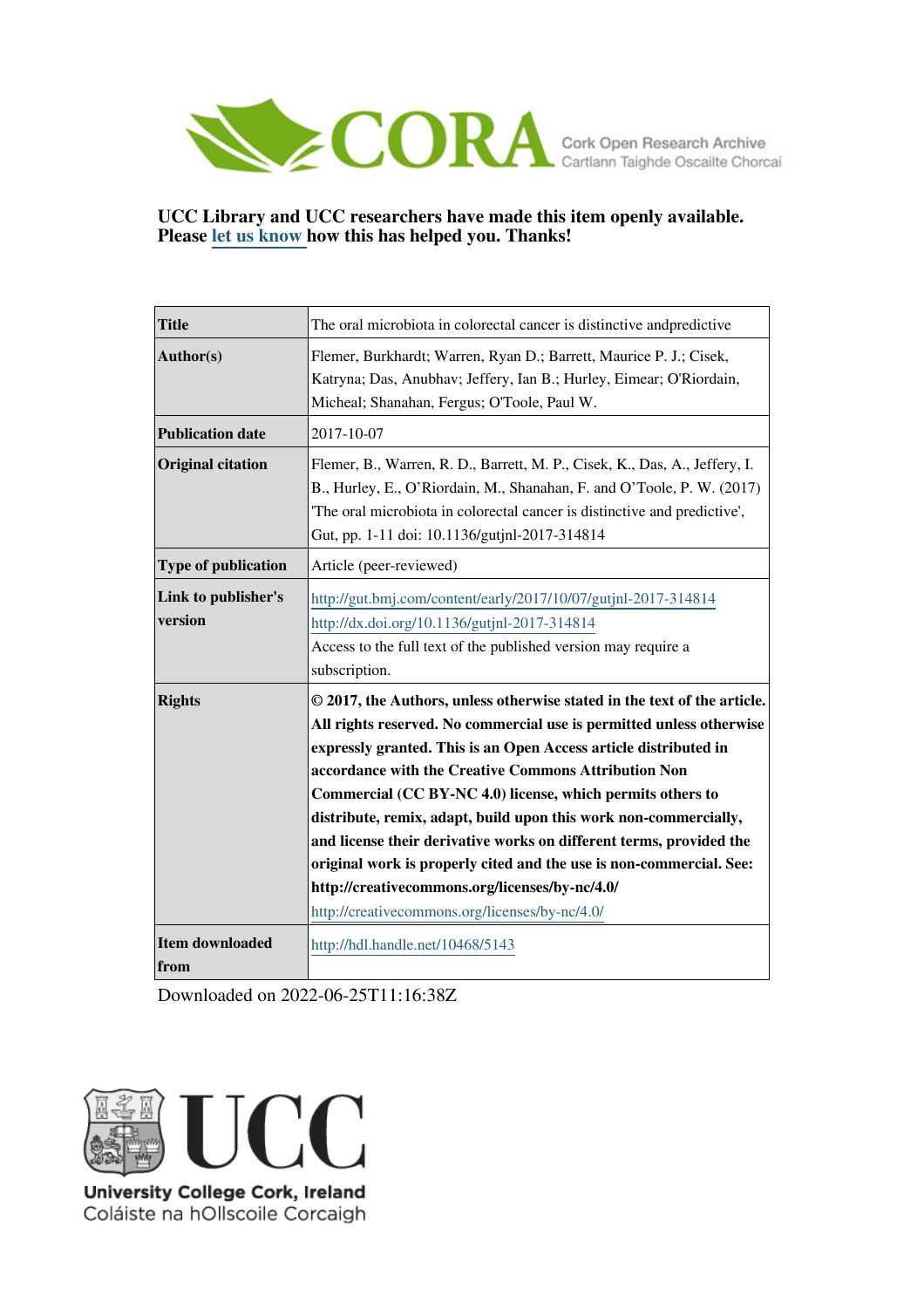CORA Cork Open Research Archive
Cartlann Taighde Oscailte Chorcaí

**UCC Library and UCC researchers have made this item openly available. Please let us know how this has helped you. Thanks!**

| | |
|---|---|
| **Title** | The oral microbiota in colorectal cancer is distinctive andpredictive |
| **Author(s)** | Flemer, Burkhardt; Warren, Ryan D.; Barrett, Maurice P. J.; Cisek, Katryna; Das, Anubhav; Jeffery, Ian B.; Hurley, Eimear; O'Riordain, Micheal; Shanahan, Fergus; O'Toole, Paul W. |
| **Publication date** | 2017-10-07 |
| **Original citation** | Flemer, B., Warren, R. D., Barrett, M. P., Cisek, K., Das, A., Jeffery, I. B., Hurley, E., O'Riordain, M., Shanahan, F. and O'Toole, P. W. (2017) 'The oral microbiota in colorectal cancer is distinctive and predictive', Gut, pp. 1-11 doi: 10.1136/gutjnl-2017-314814 |
| **Type of publication** | Article (peer-reviewed) |
| **Link to publisher's version** | http://gut.bmj.com/content/early/2017/10/07/gutjnl-2017-314814 http://dx.doi.org/10.1136/gutjnl-2017-314814 Access to the full text of the published version may require a subscription. |
| **Rights** | **© 2017, the Authors, unless otherwise stated in the text of the article. All rights reserved. No commercial use is permitted unless otherwise expressly granted. This is an Open Access article distributed in accordance with the Creative Commons Attribution Non Commercial (CC BY-NC 4.0) license, which permits others to distribute, remix, adapt, build upon this work non-commercially, and license their derivative works on different terms, provided the original work is properly cited and the use is non-commercial. See: http://creativecommons.org/licenses/by-nc/4.0/** http://creativecommons.org/licenses/by-nc/4.0/ |
| **Item downloaded from** | http://hdl.handle.net/10468/5143 |

Downloaded on 2022-06-25T11:16:38Z

UCC
University College Cork, Ireland
Coláiste na hOllscoile Corcaigh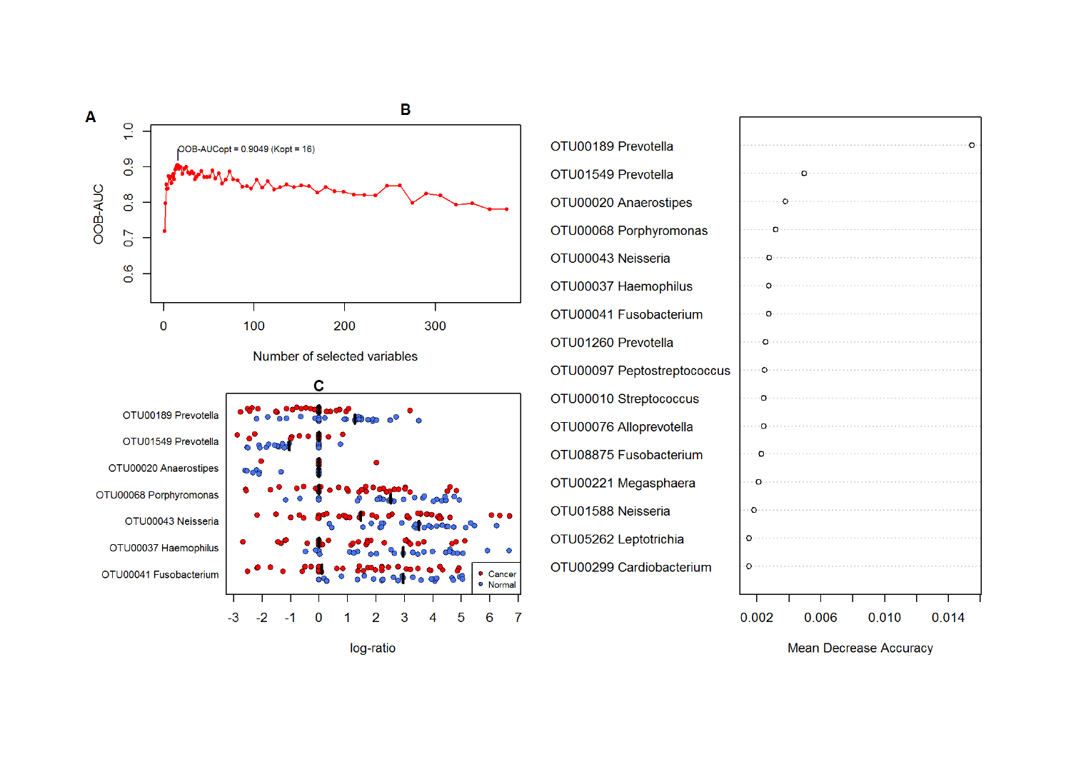A

B

OOB-AUC

1.0
0.9
0.8
0.7
0.6

OOB-AUCopt = 0.9049 (Kopt = 16)

0
100
200
300

Number of selected variables

C

OTU00189 Prevotella
OTU01549 Prevotella
OTU00020 Anaerostipes
OTU00068 Porphyromonas
OTU00043 Neisseria
OTU00037 Haemophilus
OTU00041 Fusobacterium

Cancer
Normal

-3 -2 -1 0 1 2 3 4 5 6 7

log-ratio

OTU00189 Prevotella
OTU01549 Prevotella
OTU00020 Anaerostipes
OTU00068 Porphyromonas
OTU00043 Neisseria
OTU00037 Haemophilus
OTU00041 Fusobacterium
OTU01260 Prevotella
OTU00097 Peptostreptococcus
OTU00010 Streptococcus
OTU00076 Alloprevotella
OTU08875 Fusobacterium
OTU00221 Megasphaera
OTU01588 Neisseria
OTU05262 Leptotrichia
OTU00299 Cardiobacterium

0.002
0.006
0.010
0.014

Mean Decrease Accuracy